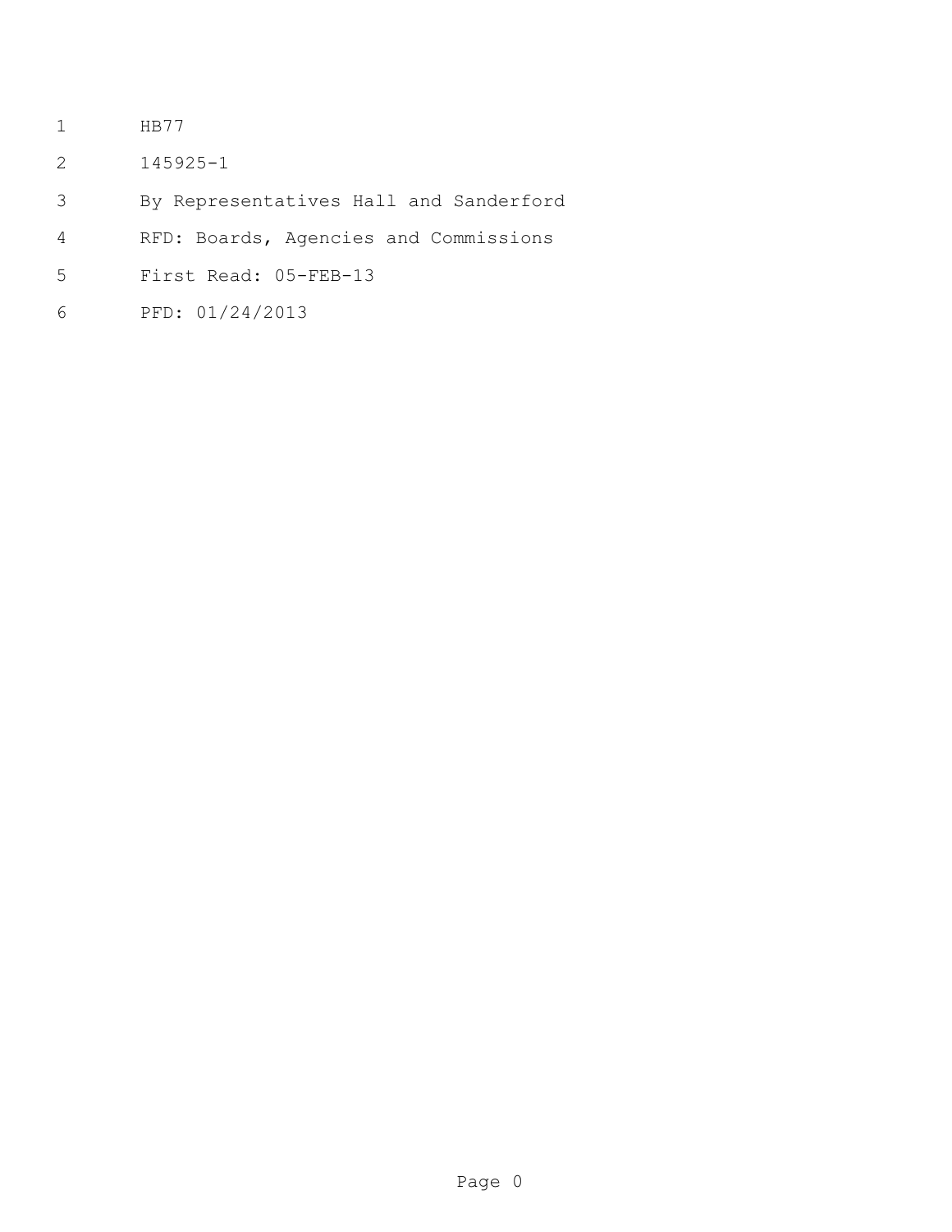HB77

145925-1

By Representatives Hall and Sanderford

RFD: Boards, Agencies and Commissions

First Read: 05-FEB-13

PFD: 01/24/2013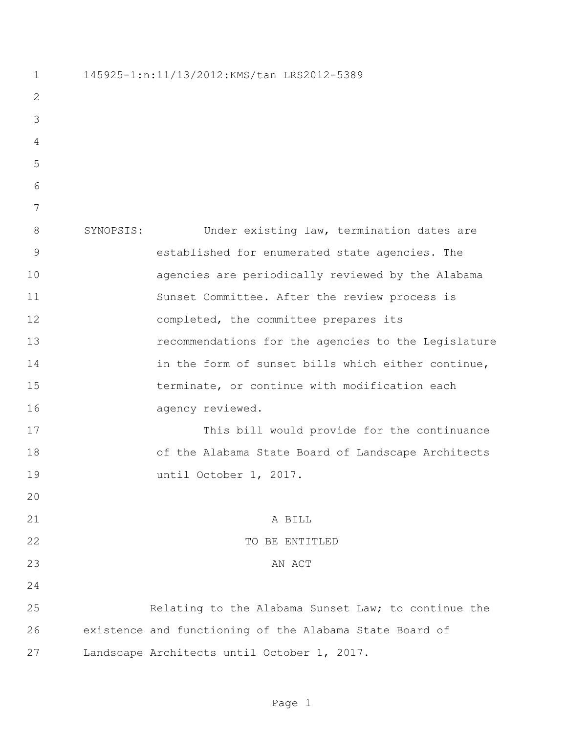145925-1:n:11/13/2012:KMS/tan LRS2012-5389

SYNOPSIS: Under existing law, termination dates are established for enumerated state agencies. The agencies are periodically reviewed by the Alabama Sunset Committee. After the review process is completed, the committee prepares its recommendations for the agencies to the Legislature in the form of sunset bills which either continue, terminate, or continue with modification each agency reviewed.

This bill would provide for the continuance of the Alabama State Board of Landscape Architects until October 1, 2017.

A BILL
TO BE ENTITLED
AN ACT

Relating to the Alabama Sunset Law; to continue the existence and functioning of the Alabama State Board of Landscape Architects until October 1, 2017.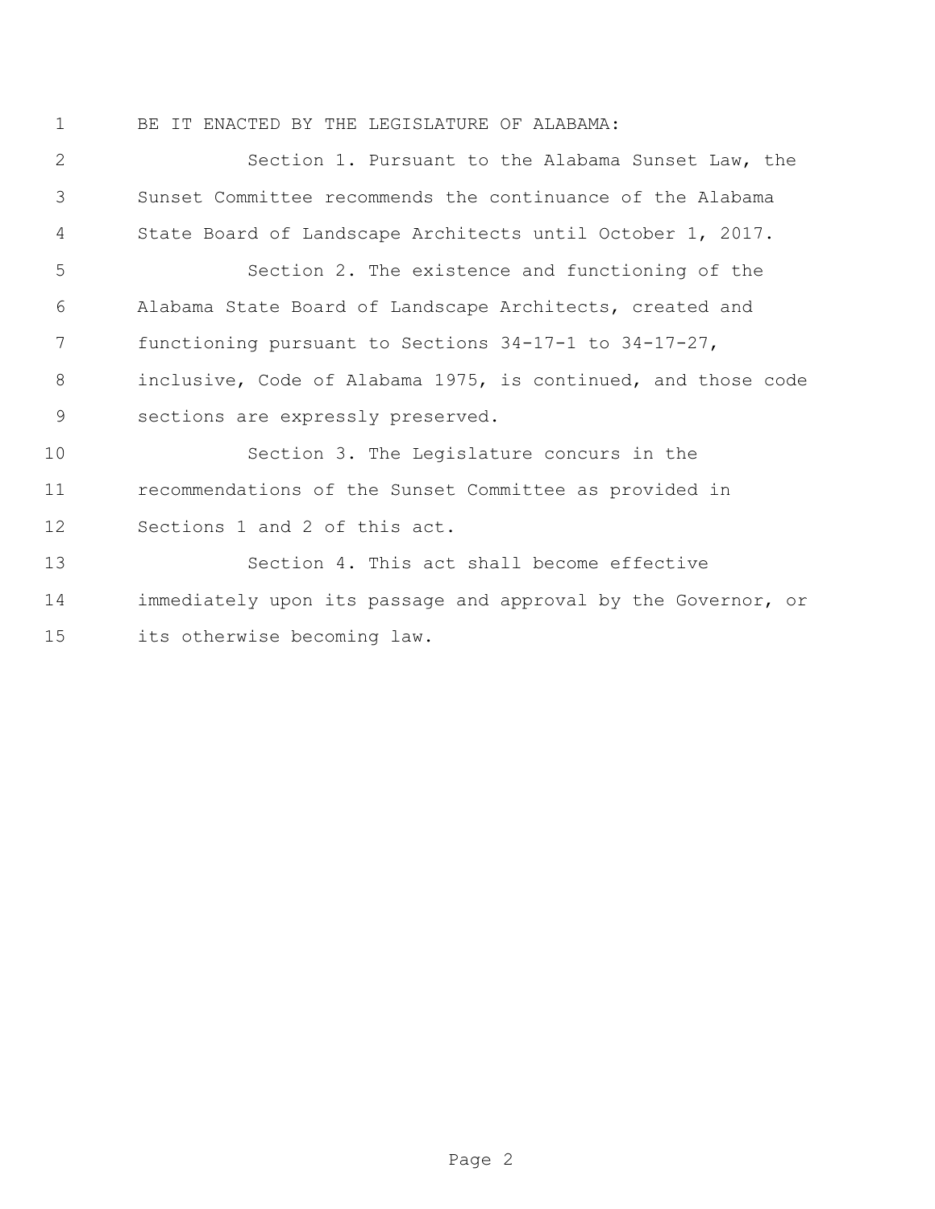BE IT ENACTED BY THE LEGISLATURE OF ALABAMA:

Section 1. Pursuant to the Alabama Sunset Law, the Sunset Committee recommends the continuance of the Alabama State Board of Landscape Architects until October 1, 2017.

Section 2. The existence and functioning of the Alabama State Board of Landscape Architects, created and functioning pursuant to Sections 34-17-1 to 34-17-27, inclusive, Code of Alabama 1975, is continued, and those code sections are expressly preserved.

Section 3. The Legislature concurs in the recommendations of the Sunset Committee as provided in Sections 1 and 2 of this act.

Section 4. This act shall become effective immediately upon its passage and approval by the Governor, or its otherwise becoming law.